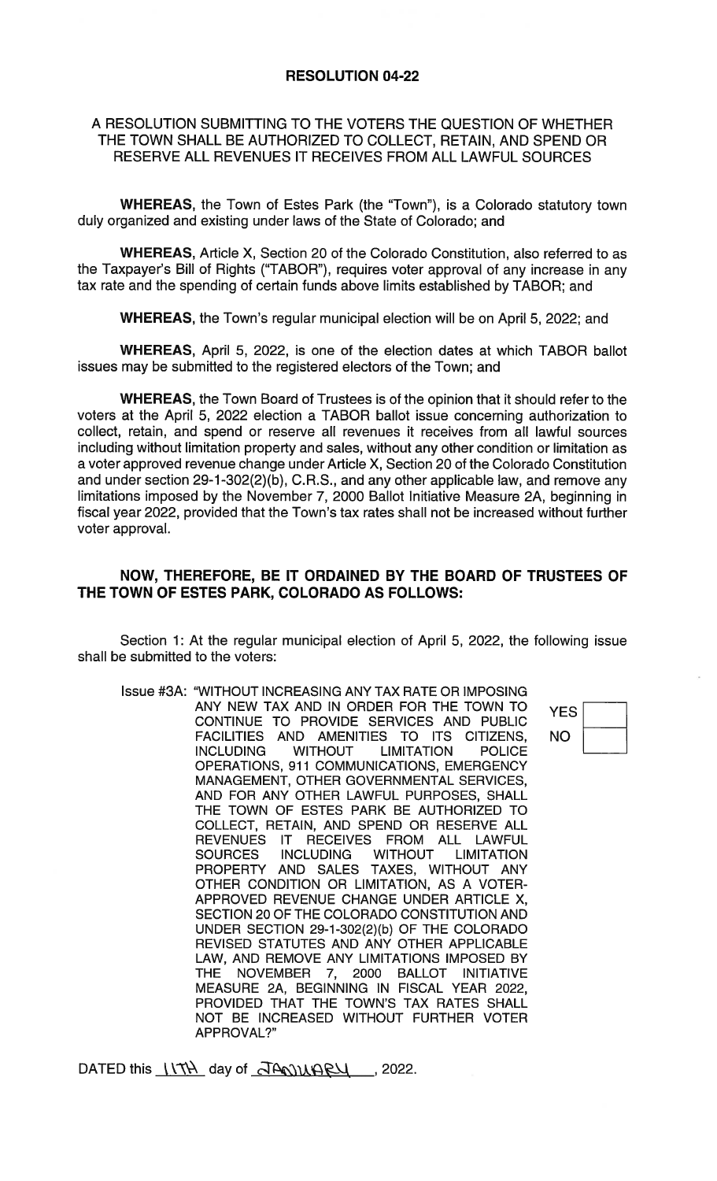# RESOLUTION 04-22

A RESOLUTION SUBMITTING TO THE VOTERS THE QUESTION OF WHETHER THE TOWN SHALL BE AUTHORIZED TO COLLECT, RETAIN, AND SPEND OR RESERVE ALL REVENUES IT RECEIVES FROM ALL LAWFUL SOURCES

**WHEREAS**, the Town of Estes Park (the "Town"), is a Colorado statutory town duly organized and existing under laws of the State of Colorado; and

**WHEREAS**, Article X, Section 20 of the Colorado Constitution, also referred to as the Taxpayer's Bill of Rights ("TABOR"), requires voter approval of any increase in any tax rate and the spending of certain funds above limits established by TABOR; and

**WHEREAS**, the Town's regular municipal election will be on April 5, 2022; and

**WHEREAS**, April 5, 2022, is one of the election dates at which TABOR ballot issues may be submitted to the registered electors of the Town; and

**WHEREAS**, the Town Board of Trustees is of the opinion that it should refer to the voters at the April 5, 2022 election a TABOR ballot issue concerning authorization to collect, retain, and spend or reserve all revenues it receives from all lawful sources including without limitation property and sales, without any other condition or limitation as a voter approved revenue change under Article X, Section 20 of the Colorado Constitution and under section 29-1-302(2)(b), C.R.S., and any other applicable law, and remove any limitations imposed by the November 7, 2000 Ballot Initiative Measure 2A, beginning in fiscal year 2022, provided that the Town's tax rates shall not be increased without further voter approval.

## NOW, THEREFORE, BE IT ORDAINED BY THE BOARD OF TRUSTEES OF THE TOWN OF ESTES PARK, COLORADO AS FOLLOWS:

Section 1: At the regular municipal election of April 5, 2022, the following issue shall be submitted to the voters:

Issue #3A: "WITHOUT INCREASING ANY TAX RATE OR IMPOSING ANY NEW TAX AND IN ORDER FOR THE TOWN TO CONTINUE TO PROVIDE SERVICES AND PUBLIC FACILITIES AND AMENITIES TO ITS CITIZENS, INCLUDING WITHOUT LIMITATION POLICE OPERATIONS, 911 COMMUNICATIONS, EMERGENCY MANAGEMENT, OTHER GOVERNMENTAL SERVICES, AND FOR ANY OTHER LAWFUL PURPOSES, SHALL THE TOWN OF ESTES PARK BE AUTHORIZED TO COLLECT, RETAIN, AND SPEND OR RESERVE ALL REVENUES IT RECEIVES FROM ALL LAWFUL SOURCES INCLUDING WITHOUT LIMITATION PROPERTY AND SALES TAXES, WITHOUT ANY OTHER CONDITION OR LIMITATION, AS A VOTER-APPROVED REVENUE CHANGE UNDER ARTICLE X, SECTION 20 OF THE COLORADO CONSTITUTION AND UNDER SECTION 29-1-302(2)(b) OF THE COLORADO REVISED STATUTES AND ANY OTHER APPLICABLE LAW, AND REMOVE ANY LIMITATIONS IMPOSED BY THE NOVEMBER 7, 2000 BALLOT INITIATIVE MEASURE 2A, BEGINNING IN FISCAL YEAR 2022, PROVIDED THAT THE TOWN'S TAX RATES SHALL NOT BE INCREASED WITHOUT FURTHER VOTER APPROVAL?"

| | |
|---|---|
| YES | |
| NO | |

DATED this 11TH day of JANUARY, 2022.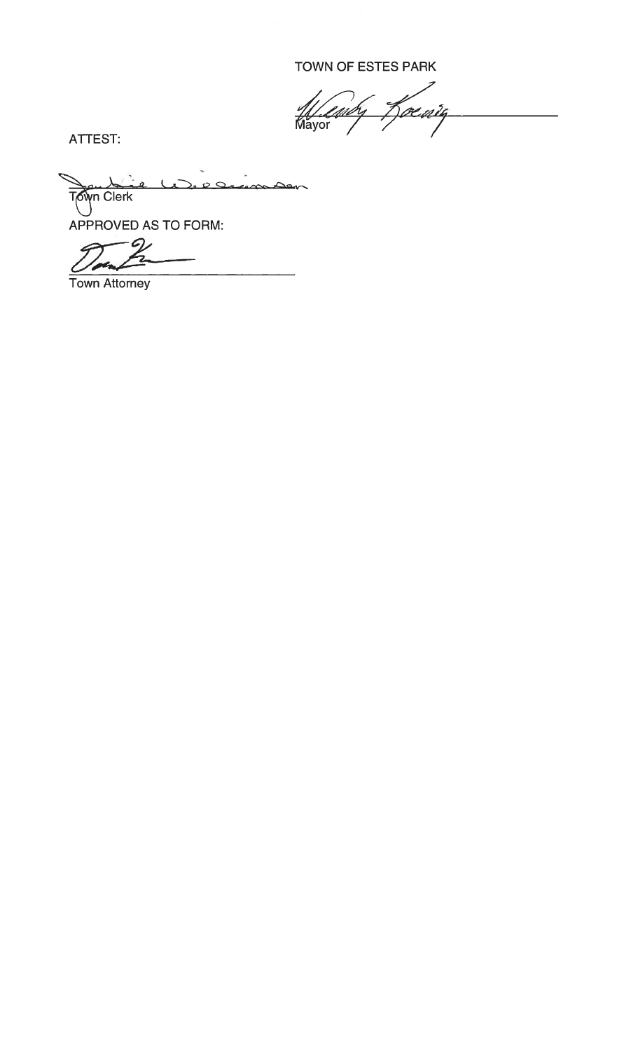TOWN OF ESTES PARK

Mayor

ATTEST:

Town Clerk

APPROVED AS TO FORM:

Town Attorney